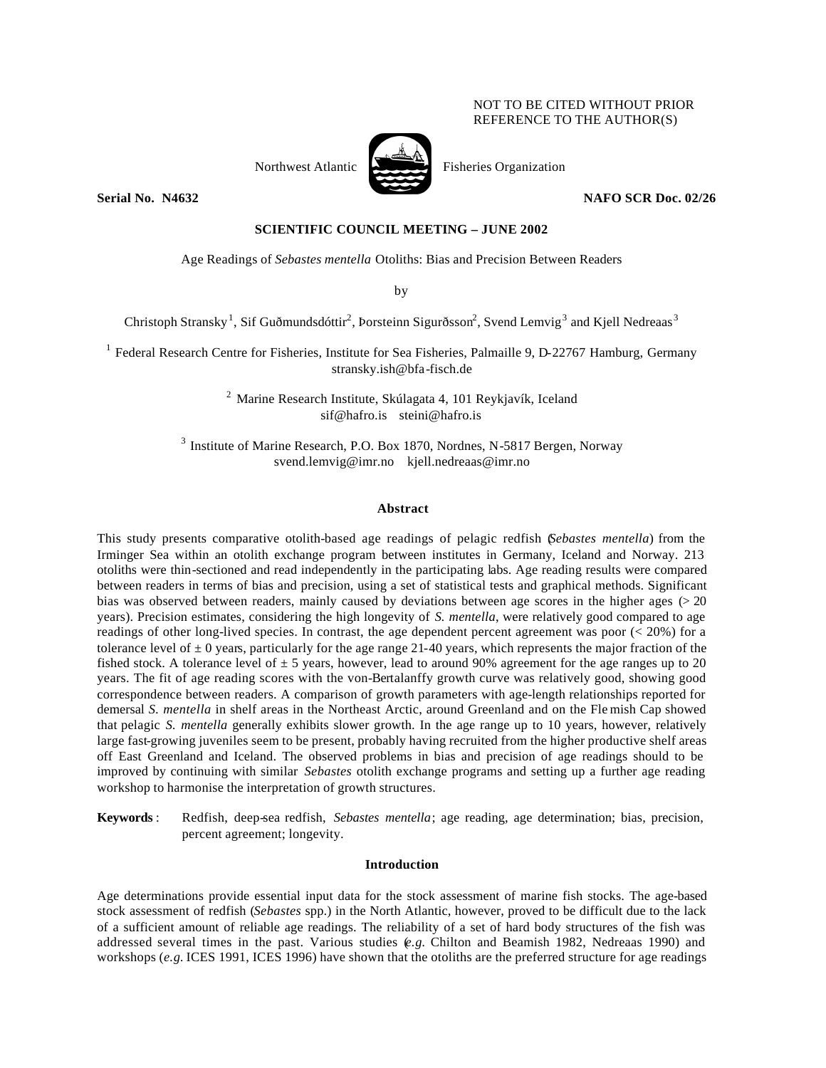NOT TO BE CITED WITHOUT PRIOR REFERENCE TO THE AUTHOR(S)

Northwest Atlantic Fisheries Organization

**Serial No. N4632** **NAFO SCR Doc. 02/26**

**SCIENTIFIC COUNCIL MEETING – JUNE 2002**

Age Readings of *Sebastes mentella* Otoliths: Bias and Precision Between Readers

by

Christoph Stransky[1], Sif Guðmundsdóttir[2], Þorsteinn Sigurðsson[2], Svend Lemvig[3] and Kjell Nedreaas[3]

[1] Federal Research Centre for Fisheries, Institute for Sea Fisheries, Palmaille 9, D-22767 Hamburg, Germany
stransky.ish@bfa-fisch.de

[2] Marine Research Institute, Skúlagata 4, 101 Reykjavík, Iceland
sif@hafro.is steini@hafro.is

[3] Institute of Marine Research, P.O. Box 1870, Nordnes, N-5817 Bergen, Norway
svend.lemvig@imr.no kjell.nedreaas@imr.no

## Abstract

This study presents comparative otolith-based age readings of pelagic redfish (*Sebastes mentella*) from the Irminger Sea within an otolith exchange program between institutes in Germany, Iceland and Norway. 213 otoliths were thin-sectioned and read independently in the participating labs. Age reading results were compared between readers in terms of bias and precision, using a set of statistical tests and graphical methods. Significant bias was observed between readers, mainly caused by deviations between age scores in the higher ages (> 20 years). Precision estimates, considering the high longevity of *S. mentella*, were relatively good compared to age readings of other long-lived species. In contrast, the age dependent percent agreement was poor (< 20%) for a tolerance level of ± 0 years, particularly for the age range 21-40 years, which represents the major fraction of the fished stock. A tolerance level of ± 5 years, however, lead to around 90% agreement for the age ranges up to 20 years. The fit of age reading scores with the von-Bertalanffy growth curve was relatively good, showing good correspondence between readers. A comparison of growth parameters with age-length relationships reported for demersal *S. mentella* in shelf areas in the Northeast Arctic, around Greenland and on the Flemish Cap showed that pelagic *S. mentella* generally exhibits slower growth. In the age range up to 10 years, however, relatively large fast-growing juveniles seem to be present, probably having recruited from the higher productive shelf areas off East Greenland and Iceland. The observed problems in bias and precision of age readings should be improved by continuing with similar *Sebastes* otolith exchange programs and setting up a further age reading workshop to harmonise the interpretation of growth structures.

**Keywords**: Redfish, deep-sea redfish, *Sebastes mentella*; age reading, age determination; bias, precision, percent agreement; longevity.

## Introduction

Age determinations provide essential input data for the stock assessment of marine fish stocks. The age-based stock assessment of redfish (*Sebastes* spp.) in the North Atlantic, however, proved to be difficult due to the lack of a sufficient amount of reliable age readings. The reliability of a set of hard body structures of the fish was addressed several times in the past. Various studies (*e.g.* Chilton and Beamish 1982, Nedreaas 1990) and workshops (*e.g.* ICES 1991, ICES 1996) have shown that the otoliths are the preferred structure for age readings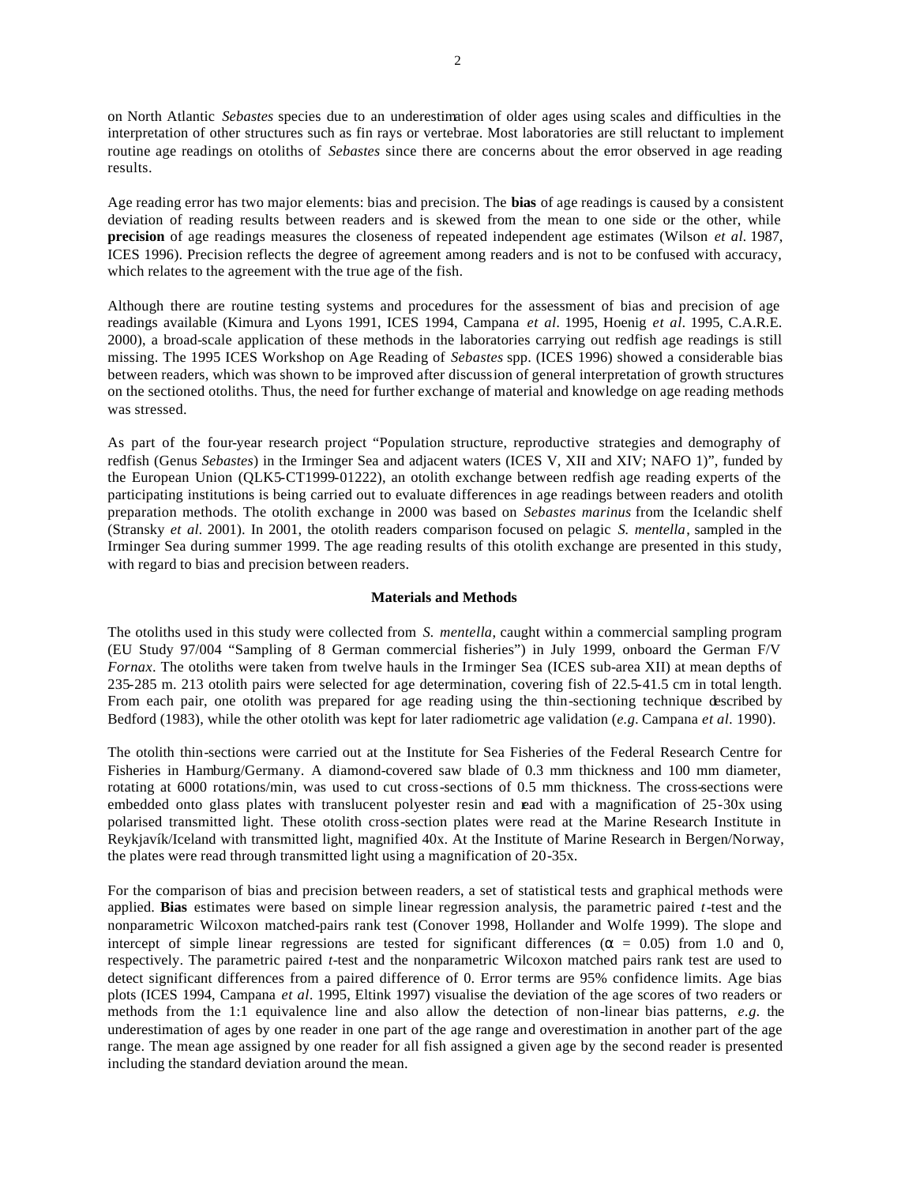on North Atlantic *Sebastes* species due to an underestimation of older ages using scales and difficulties in the interpretation of other structures such as fin rays or vertebrae. Most laboratories are still reluctant to implement routine age readings on otoliths of *Sebastes* since there are concerns about the error observed in age reading results.

Age reading error has two major elements: bias and precision. The **bias** of age readings is caused by a consistent deviation of reading results between readers and is skewed from the mean to one side or the other, while **precision** of age readings measures the closeness of repeated independent age estimates (Wilson *et al*. 1987, ICES 1996). Precision reflects the degree of agreement among readers and is not to be confused with accuracy, which relates to the agreement with the true age of the fish.

Although there are routine testing systems and procedures for the assessment of bias and precision of age readings available (Kimura and Lyons 1991, ICES 1994, Campana *et al*. 1995, Hoenig *et al*. 1995, C.A.R.E. 2000), a broad-scale application of these methods in the laboratories carrying out redfish age readings is still missing. The 1995 ICES Workshop on Age Reading of *Sebastes* spp. (ICES 1996) showed a considerable bias between readers, which was shown to be improved after discussion of general interpretation of growth structures on the sectioned otoliths. Thus, the need for further exchange of material and knowledge on age reading methods was stressed.

As part of the four-year research project "Population structure, reproductive strategies and demography of redfish (Genus *Sebastes*) in the Irminger Sea and adjacent waters (ICES V, XII and XIV; NAFO 1)", funded by the European Union (QLK5-CT1999-01222), an otolith exchange between redfish age reading experts of the participating institutions is being carried out to evaluate differences in age readings between readers and otolith preparation methods. The otolith exchange in 2000 was based on *Sebastes marinus* from the Icelandic shelf (Stransky *et al*. 2001). In 2001, the otolith readers comparison focused on pelagic *S. mentella*, sampled in the Irminger Sea during summer 1999. The age reading results of this otolith exchange are presented in this study, with regard to bias and precision between readers.

## Materials and Methods

The otoliths used in this study were collected from *S. mentella*, caught within a commercial sampling program (EU Study 97/004 "Sampling of 8 German commercial fisheries") in July 1999, onboard the German F/V *Fornax*. The otoliths were taken from twelve hauls in the Irminger Sea (ICES sub-area XII) at mean depths of 235-285 m. 213 otolith pairs were selected for age determination, covering fish of 22.5-41.5 cm in total length. From each pair, one otolith was prepared for age reading using the thin-sectioning technique described by Bedford (1983), while the other otolith was kept for later radiometric age validation (*e.g*. Campana *et al*. 1990).

The otolith thin-sections were carried out at the Institute for Sea Fisheries of the Federal Research Centre for Fisheries in Hamburg/Germany. A diamond-covered saw blade of 0.3 mm thickness and 100 mm diameter, rotating at 6000 rotations/min, was used to cut cross-sections of 0.5 mm thickness. The cross-sections were embedded onto glass plates with translucent polyester resin and read with a magnification of 25-30x using polarised transmitted light. These otolith cross-section plates were read at the Marine Research Institute in Reykjavík/Iceland with transmitted light, magnified 40x. At the Institute of Marine Research in Bergen/Norway, the plates were read through transmitted light using a magnification of 20-35x.

For the comparison of bias and precision between readers, a set of statistical tests and graphical methods were applied. **Bias** estimates were based on simple linear regression analysis, the parametric paired *t*-test and the nonparametric Wilcoxon matched-pairs rank test (Conover 1998, Hollander and Wolfe 1999). The slope and intercept of simple linear regressions are tested for significant differences ($\alpha$ = 0.05) from 1.0 and 0, respectively. The parametric paired *t*-test and the nonparametric Wilcoxon matched pairs rank test are used to detect significant differences from a paired difference of 0. Error terms are 95% confidence limits. Age bias plots (ICES 1994, Campana *et al*. 1995, Eltink 1997) visualise the deviation of the age scores of two readers or methods from the 1:1 equivalence line and also allow the detection of non-linear bias patterns, *e.g*. the underestimation of ages by one reader in one part of the age range and overestimation in another part of the age range. The mean age assigned by one reader for all fish assigned a given age by the second reader is presented including the standard deviation around the mean.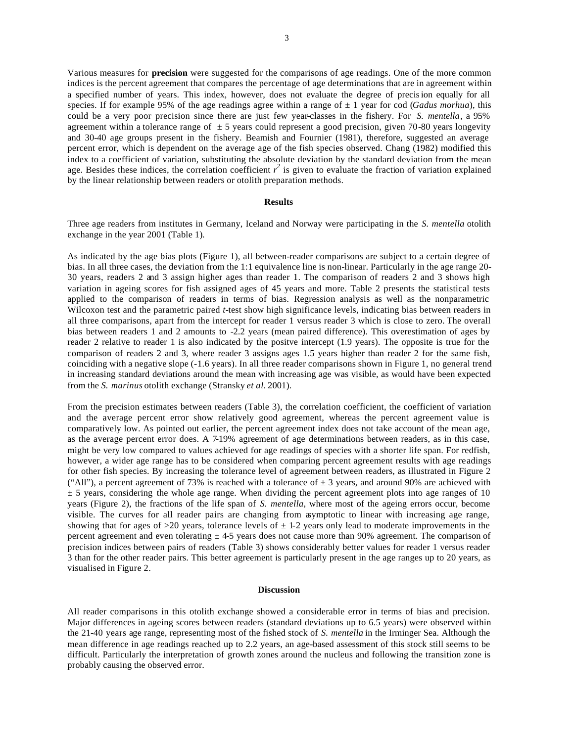Various measures for **precision** were suggested for the comparisons of age readings. One of the more common indices is the percent agreement that compares the percentage of age determinations that are in agreement within a specified number of years. This index, however, does not evaluate the degree of precision equally for all species. If for example 95% of the age readings agree within a range of ± 1 year for cod (*Gadus morhua*), this could be a very poor precision since there are just few year-classes in the fishery. For *S. mentella*, a 95% agreement within a tolerance range of ± 5 years could represent a good precision, given 70-80 years longevity and 30-40 age groups present in the fishery. Beamish and Fournier (1981), therefore, suggested an average percent error, which is dependent on the average age of the fish species observed. Chang (1982) modified this index to a coefficient of variation, substituting the absolute deviation by the standard deviation from the mean age. Besides these indices, the correlation coefficient $r^2$ is given to evaluate the fraction of variation explained by the linear relationship between readers or otolith preparation methods.

## Results

Three age readers from institutes in Germany, Iceland and Norway were participating in the *S. mentella* otolith exchange in the year 2001 (Table 1).

As indicated by the age bias plots (Figure 1), all between-reader comparisons are subject to a certain degree of bias. In all three cases, the deviation from the 1:1 equivalence line is non-linear. Particularly in the age range 20-30 years, readers 2 and 3 assign higher ages than reader 1. The comparison of readers 2 and 3 shows high variation in ageing scores for fish assigned ages of 45 years and more. Table 2 presents the statistical tests applied to the comparison of readers in terms of bias. Regression analysis as well as the nonparametric Wilcoxon test and the parametric paired *t*-test show high significance levels, indicating bias between readers in all three comparisons, apart from the intercept for reader 1 versus reader 3 which is close to zero. The overall bias between readers 1 and 2 amounts to -2.2 years (mean paired difference). This overestimation of ages by reader 2 relative to reader 1 is also indicated by the positve intercept (1.9 years). The opposite is true for the comparison of readers 2 and 3, where reader 3 assigns ages 1.5 years higher than reader 2 for the same fish, coinciding with a negative slope (-1.6 years). In all three reader comparisons shown in Figure 1, no general trend in increasing standard deviations around the mean with increasing age was visible, as would have been expected from the *S. marinus* otolith exchange (Stransky *et al*. 2001).

From the precision estimates between readers (Table 3), the correlation coefficient, the coefficient of variation and the average percent error show relatively good agreement, whereas the percent agreement value is comparatively low. As pointed out earlier, the percent agreement index does not take account of the mean age, as the average percent error does. A 7-19% agreement of age determinations between readers, as in this case, might be very low compared to values achieved for age readings of species with a shorter life span. For redfish, however, a wider age range has to be considered when comparing percent agreement results with age readings for other fish species. By increasing the tolerance level of agreement between readers, as illustrated in Figure 2 ("All"), a percent agreement of 73% is reached with a tolerance of ± 3 years, and around 90% are achieved with ± 5 years, considering the whole age range. When dividing the percent agreement plots into age ranges of 10 years (Figure 2), the fractions of the life span of *S. mentella*, where most of the ageing errors occur, become visible. The curves for all reader pairs are changing from asymptotic to linear with increasing age range, showing that for ages of >20 years, tolerance levels of ± 1-2 years only lead to moderate improvements in the percent agreement and even tolerating ± 4-5 years does not cause more than 90% agreement. The comparison of precision indices between pairs of readers (Table 3) shows considerably better values for reader 1 versus reader 3 than for the other reader pairs. This better agreement is particularly present in the age ranges up to 20 years, as visualised in Figure 2.

## Discussion

All reader comparisons in this otolith exchange showed a considerable error in terms of bias and precision. Major differences in ageing scores between readers (standard deviations up to 6.5 years) were observed within the 21-40 years age range, representing most of the fished stock of *S. mentella* in the Irminger Sea. Although the mean difference in age readings reached up to 2.2 years, an age-based assessment of this stock still seems to be difficult. Particularly the interpretation of growth zones around the nucleus and following the transition zone is probably causing the observed error.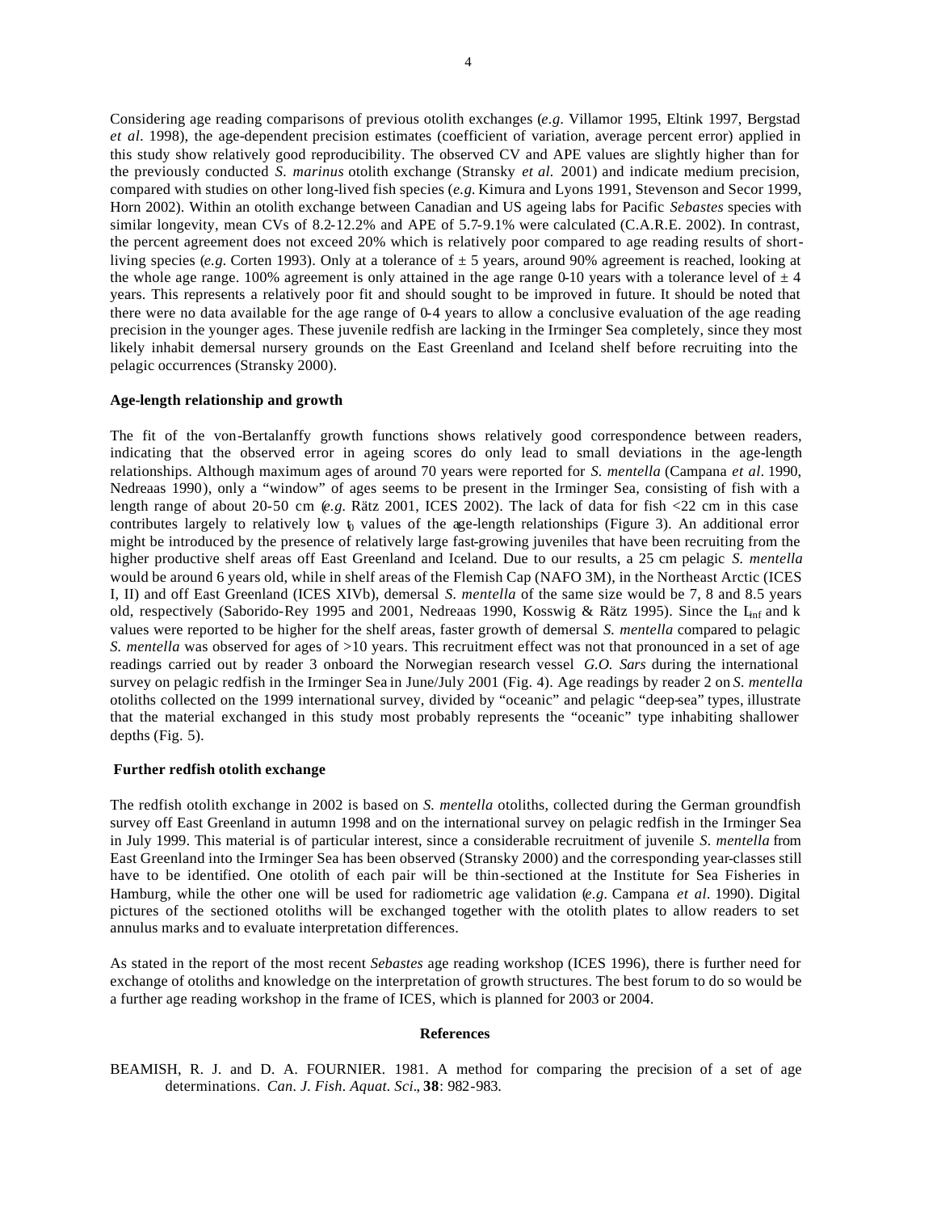Considering age reading comparisons of previous otolith exchanges (*e.g.* Villamor 1995, Eltink 1997, Bergstad *et al.* 1998), the age-dependent precision estimates (coefficient of variation, average percent error) applied in this study show relatively good reproducibility. The observed CV and APE values are slightly higher than for the previously conducted *S. marinus* otolith exchange (Stransky *et al.* 2001) and indicate medium precision, compared with studies on other long-lived fish species (*e.g.* Kimura and Lyons 1991, Stevenson and Secor 1999, Horn 2002). Within an otolith exchange between Canadian and US ageing labs for Pacific *Sebastes* species with similar longevity, mean CVs of 8.2-12.2% and APE of 5.7-9.1% were calculated (C.A.R.E. 2002). In contrast, the percent agreement does not exceed 20% which is relatively poor compared to age reading results of short-living species (*e.g.* Corten 1993). Only at a tolerance of ± 5 years, around 90% agreement is reached, looking at the whole age range. 100% agreement is only attained in the age range 0-10 years with a tolerance level of ± 4 years. This represents a relatively poor fit and should sought to be improved in future. It should be noted that there were no data available for the age range of 0-4 years to allow a conclusive evaluation of the age reading precision in the younger ages. These juvenile redfish are lacking in the Irminger Sea completely, since they most likely inhabit demersal nursery grounds on the East Greenland and Iceland shelf before recruiting into the pelagic occurrences (Stransky 2000).

**Age-length relationship and growth**

The fit of the von-Bertalanffy growth functions shows relatively good correspondence between readers, indicating that the observed error in ageing scores do only lead to small deviations in the age-length relationships. Although maximum ages of around 70 years were reported for *S. mentella* (Campana *et al.* 1990, Nedreaas 1990), only a "window" of ages seems to be present in the Irminger Sea, consisting of fish with a length range of about 20-50 cm (*e.g.* Rätz 2001, ICES 2002). The lack of data for fish <22 cm in this case contributes largely to relatively low $t_0$ values of the age-length relationships (Figure 3). An additional error might be introduced by the presence of relatively large fast-growing juveniles that have been recruiting from the higher productive shelf areas off East Greenland and Iceland. Due to our results, a 25 cm pelagic *S. mentella* would be around 6 years old, while in shelf areas of the Flemish Cap (NAFO 3M), in the Northeast Arctic (ICES I, II) and off East Greenland (ICES XIVb), demersal *S. mentella* of the same size would be 7, 8 and 8.5 years old, respectively (Saborido-Rey 1995 and 2001, Nedreaas 1990, Kosswig & Rätz 1995). Since the $L_{inf}$ and k values were reported to be higher for the shelf areas, faster growth of demersal *S. mentella* compared to pelagic *S. mentella* was observed for ages of >10 years. This recruitment effect was not that pronounced in a set of age readings carried out by reader 3 onboard the Norwegian research vessel *G.O. Sars* during the international survey on pelagic redfish in the Irminger Sea in June/July 2001 (Fig. 4). Age readings by reader 2 on *S. mentella* otoliths collected on the 1999 international survey, divided by "oceanic" and pelagic "deep-sea" types, illustrate that the material exchanged in this study most probably represents the "oceanic" type inhabiting shallower depths (Fig. 5).

**Further redfish otolith exchange**

The redfish otolith exchange in 2002 is based on *S. mentella* otoliths, collected during the German groundfish survey off East Greenland in autumn 1998 and on the international survey on pelagic redfish in the Irminger Sea in July 1999. This material is of particular interest, since a considerable recruitment of juvenile *S. mentella* from East Greenland into the Irminger Sea has been observed (Stransky 2000) and the corresponding year-classes still have to be identified. One otolith of each pair will be thin-sectioned at the Institute for Sea Fisheries in Hamburg, while the other one will be used for radiometric age validation (*e.g.* Campana *et al.* 1990). Digital pictures of the sectioned otoliths will be exchanged together with the otolith plates to allow readers to set annulus marks and to evaluate interpretation differences.

As stated in the report of the most recent *Sebastes* age reading workshop (ICES 1996), there is further need for exchange of otoliths and knowledge on the interpretation of growth structures. The best forum to do so would be a further age reading workshop in the frame of ICES, which is planned for 2003 or 2004.

## References

BEAMISH, R. J. and D. A. FOURNIER. 1981. A method for comparing the precision of a set of age determinations. *Can. J. Fish. Aquat. Sci.*, **38**: 982-983.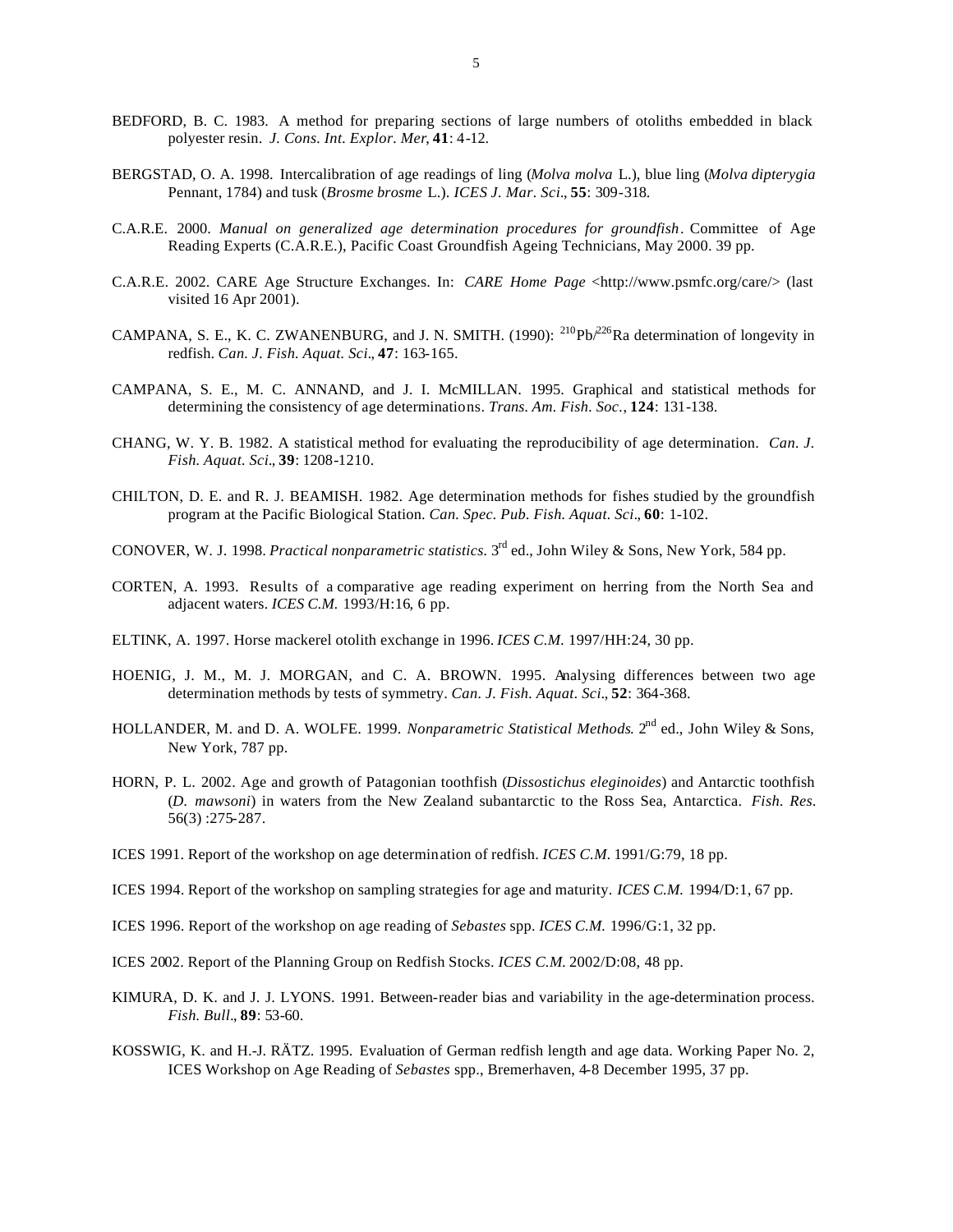BEDFORD, B. C. 1983. A method for preparing sections of large numbers of otoliths embedded in black polyester resin. *J. Cons. Int. Explor. Mer*, **41**: 4-12.

BERGSTAD, O. A. 1998. Intercalibration of age readings of ling (*Molva molva* L.), blue ling (*Molva dipterygia* Pennant, 1784) and tusk (*Brosme brosme* L.). *ICES J. Mar. Sci*., **55**: 309-318.

C.A.R.E. 2000. *Manual on generalized age determination procedures for groundfish*. Committee of Age Reading Experts (C.A.R.E.), Pacific Coast Groundfish Ageing Technicians, May 2000. 39 pp.

C.A.R.E. 2002. CARE Age Structure Exchanges. In: *CARE Home Page* <http://www.psmfc.org/care/> (last visited 16 Apr 2001).

CAMPANA, S. E., K. C. ZWANENBURG, and J. N. SMITH. (1990): $^{210}$Pb/$^{226}$Ra determination of longevity in redfish. *Can. J. Fish. Aquat. Sci*., **47**: 163-165.

CAMPANA, S. E., M. C. ANNAND, and J. I. McMILLAN. 1995. Graphical and statistical methods for determining the consistency of age determinations. *Trans. Am. Fish. Soc.*, **124**: 131-138.

CHANG, W. Y. B. 1982. A statistical method for evaluating the reproducibility of age determination. *Can. J. Fish. Aquat. Sci*., **39**: 1208-1210.

CHILTON, D. E. and R. J. BEAMISH. 1982. Age determination methods for fishes studied by the groundfish program at the Pacific Biological Station. *Can. Spec. Pub. Fish. Aquat. Sci*., **60**: 1-102.

CONOVER, W. J. 1998. *Practical nonparametric statistics.* 3rd ed., John Wiley & Sons, New York, 584 pp.

CORTEN, A. 1993. Results of a comparative age reading experiment on herring from the North Sea and adjacent waters. *ICES C.M.* 1993/H:16, 6 pp.

ELTINK, A. 1997. Horse mackerel otolith exchange in 1996. *ICES C.M.* 1997/HH:24, 30 pp.

HOENIG, J. M., M. J. MORGAN, and C. A. BROWN. 1995. Analysing differences between two age determination methods by tests of symmetry. *Can. J. Fish. Aquat. Sci*., **52**: 364-368.

HOLLANDER, M. and D. A. WOLFE. 1999. *Nonparametric Statistical Methods*. 2nd ed., John Wiley & Sons, New York, 787 pp.

HORN, P. L. 2002. Age and growth of Patagonian toothfish (*Dissostichus eleginoides*) and Antarctic toothfish (*D. mawsoni*) in waters from the New Zealand subantarctic to the Ross Sea, Antarctica. *Fish. Res*. 56(3) :275-287.

ICES 1991. Report of the workshop on age determination of redfish. *ICES C.M.* 1991/G:79, 18 pp.

ICES 1994. Report of the workshop on sampling strategies for age and maturity. *ICES C.M.* 1994/D:1, 67 pp.

ICES 1996. Report of the workshop on age reading of *Sebastes* spp. *ICES C.M.* 1996/G:1, 32 pp.

ICES 2002. Report of the Planning Group on Redfish Stocks. *ICES C.M.* 2002/D:08, 48 pp.

KIMURA, D. K. and J. J. LYONS. 1991. Between-reader bias and variability in the age-determination process. *Fish. Bull*., **89**: 53-60.

KOSSWIG, K. and H.-J. RÄTZ. 1995. Evaluation of German redfish length and age data. Working Paper No. 2, ICES Workshop on Age Reading of *Sebastes* spp., Bremerhaven, 4-8 December 1995, 37 pp.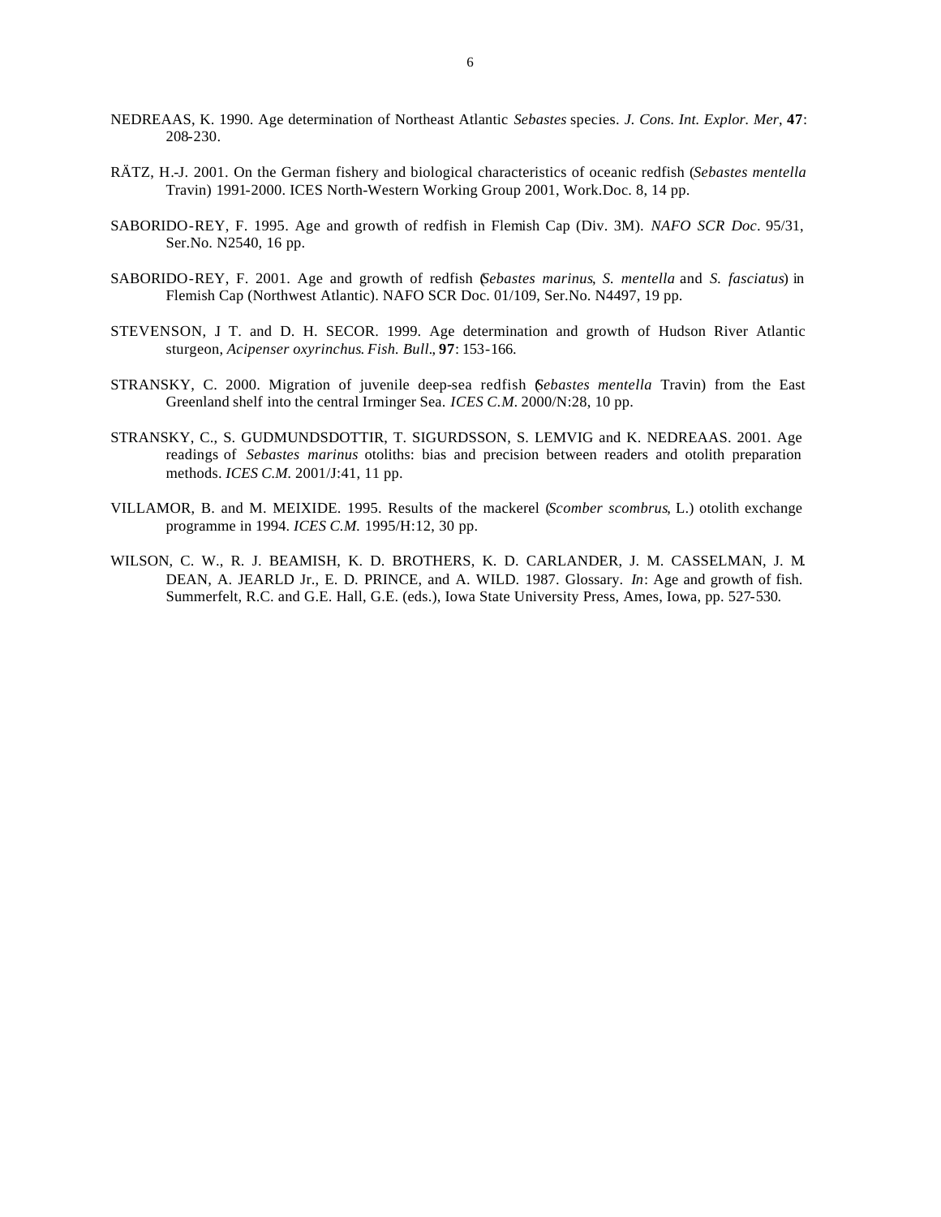NEDREAAS, K. 1990. Age determination of Northeast Atlantic *Sebastes* species. *J. Cons. Int. Explor. Mer*, **47**: 208-230.

RÄTZ, H.-J. 2001. On the German fishery and biological characteristics of oceanic redfish (*Sebastes mentella* Travin) 1991-2000. ICES North-Western Working Group 2001, Work.Doc. 8, 14 pp.

SABORIDO-REY, F. 1995. Age and growth of redfish in Flemish Cap (Div. 3M). *NAFO SCR Doc*. 95/31, Ser.No. N2540, 16 pp.

SABORIDO-REY, F. 2001. Age and growth of redfish (*Sebastes marinus*, *S. mentella* and *S. fasciatus*) in Flemish Cap (Northwest Atlantic). NAFO SCR Doc. 01/109, Ser.No. N4497, 19 pp.

STEVENSON, J T. and D. H. SECOR. 1999. Age determination and growth of Hudson River Atlantic sturgeon, *Acipenser oxyrinchus*. *Fish. Bull*., **97**: 153-166.

STRANSKY, C. 2000. Migration of juvenile deep-sea redfish (*Sebastes mentella* Travin) from the East Greenland shelf into the central Irminger Sea. *ICES C.M*. 2000/N:28, 10 pp.

STRANSKY, C., S. GUDMUNDSDOTTIR, T. SIGURDSSON, S. LEMVIG and K. NEDREAAS. 2001. Age readings of *Sebastes marinus* otoliths: bias and precision between readers and otolith preparation methods. *ICES C.M.* 2001/J:41, 11 pp.

VILLAMOR, B. and M. MEIXIDE. 1995. Results of the mackerel (*Scomber scombrus*, L.) otolith exchange programme in 1994. *ICES C.M.* 1995/H:12, 30 pp.

WILSON, C. W., R. J. BEAMISH, K. D. BROTHERS, K. D. CARLANDER, J. M. CASSELMAN, J. M. DEAN, A. JEARLD Jr., E. D. PRINCE, and A. WILD. 1987. Glossary. *In*: Age and growth of fish. Summerfelt, R.C. and G.E. Hall, G.E. (eds.), Iowa State University Press, Ames, Iowa, pp. 527-530.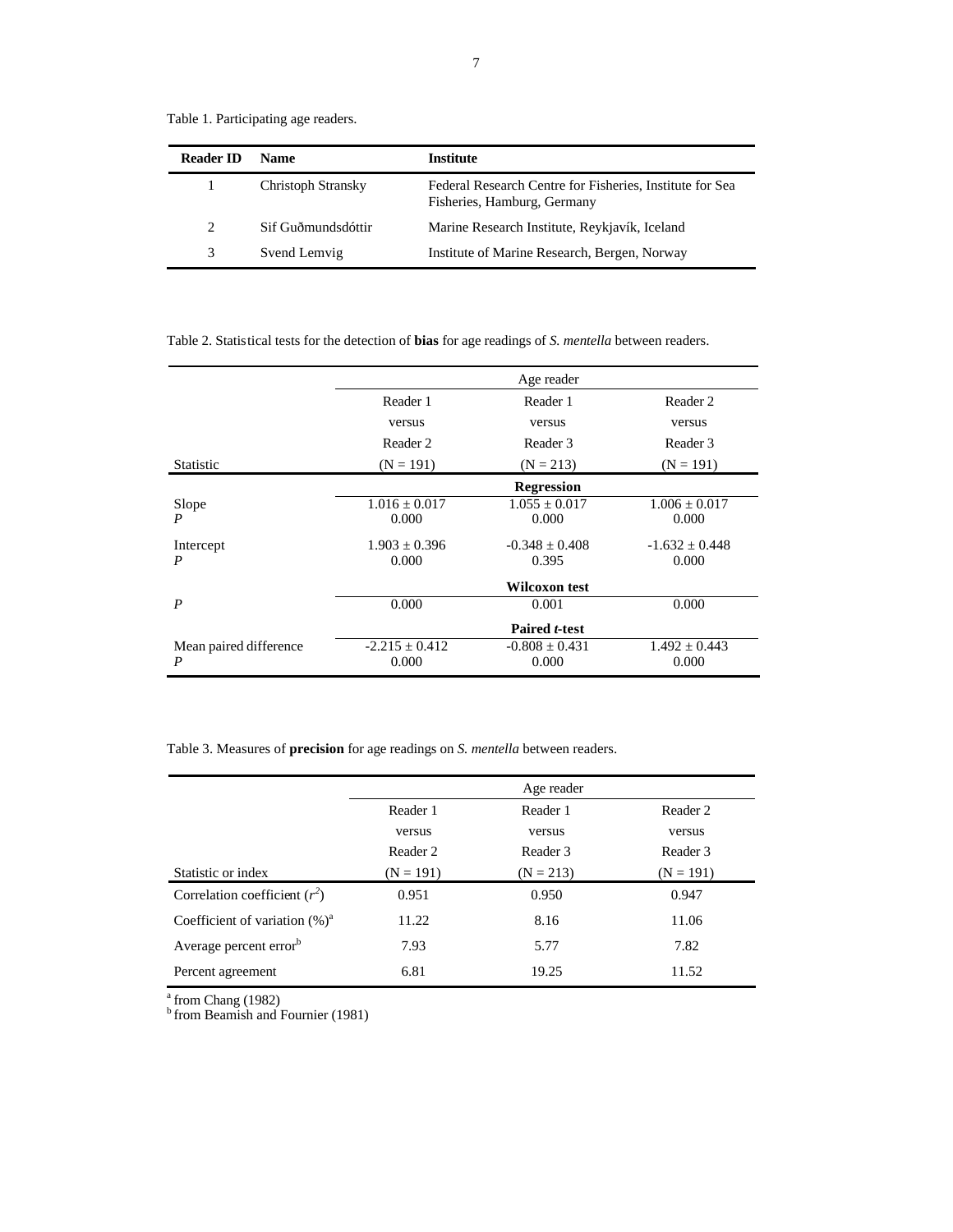Table 1. Participating age readers.

| Reader ID | Name | Institute |
|---|---|---|
| 1 | Christoph Stransky | Federal Research Centre for Fisheries, Institute for Sea Fisheries, Hamburg, Germany |
| 2 | Sif Guðmundsdóttir | Marine Research Institute, Reykjavík, Iceland |
| 3 | Svend Lemvig | Institute of Marine Research, Bergen, Norway |

Table 2. Statistical tests for the detection of **bias** for age readings of *S. mentella* between readers.

| | Age reader | | |
|---|---|---|---|
| Statistic | Reader 1 versus Reader 2 (N = 191) | Reader 1 versus Reader 3 (N = 213) | Reader 2 versus Reader 3 (N = 191) |
| | **Regression** | | |
| Slope | $1.016 \pm 0.017$ | $1.055 \pm 0.017$ | $1.006 \pm 0.017$ |
| $P$ | 0.000 | 0.000 | 0.000 |
| Intercept | $1.903 \pm 0.396$ | $-0.348 \pm 0.408$ | $-1.632 \pm 0.448$ |
| $P$ | 0.000 | 0.395 | 0.000 |
| | **Wilcoxon test** | | |
| $P$ | 0.000 | 0.001 | 0.000 |
| | **Paired *t*-test** | | |
| Mean paired difference | $-2.215 \pm 0.412$ | $-0.808 \pm 0.431$ | $1.492 \pm 0.443$ |
| $P$ | 0.000 | 0.000 | 0.000 |

Table 3. Measures of **precision** for age readings on *S. mentella* between readers.

| | Age reader | | |
|---|---|---|---|
| Statistic or index | Reader 1 versus Reader 2 (N = 191) | Reader 1 versus Reader 3 (N = 213) | Reader 2 versus Reader 3 (N = 191) |
| Correlation coefficient ($r^2$) | 0.951 | 0.950 | 0.947 |
| Coefficient of variation (%)[a] | 11.22 | 8.16 | 11.06 |
| Average percent error[b] | 7.93 | 5.77 | 7.82 |
| Percent agreement | 6.81 | 19.25 | 11.52 |

[a] from Chang (1982)
[b] from Beamish and Fournier (1981)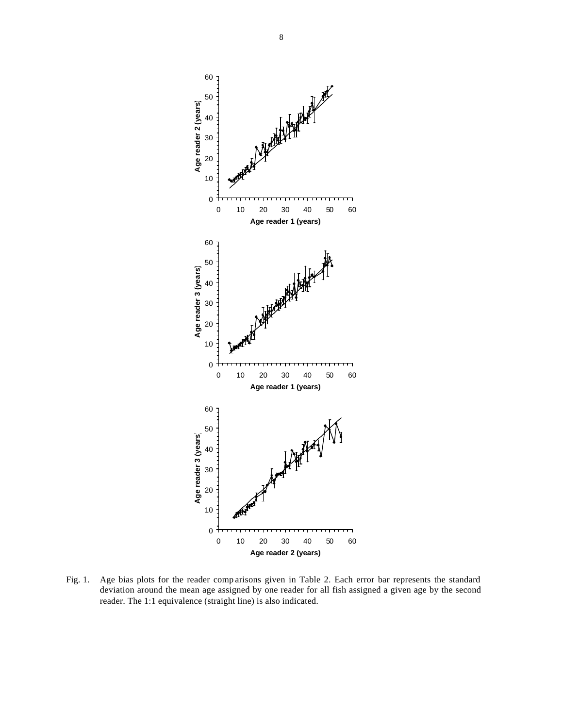Fig. 1. Age bias plots for the reader comparisons given in Table 2. Each error bar represents the standard deviation around the mean age assigned by one reader for all fish assigned a given age by the second reader. The 1:1 equivalence (straight line) is also indicated.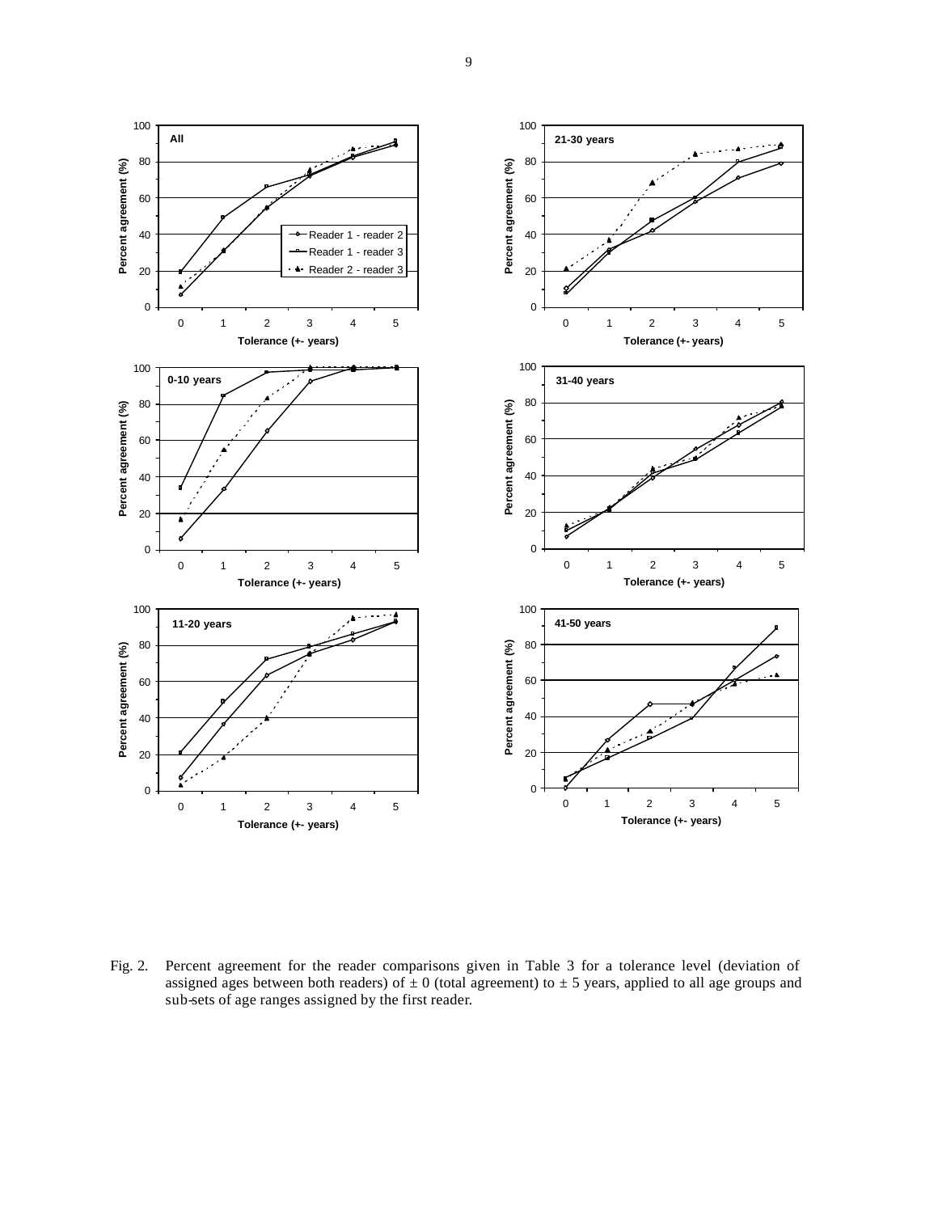Fig. 2. Percent agreement for the reader comparisons given in Table 3 for a tolerance level (deviation of assigned ages between both readers) of ± 0 (total agreement) to ± 5 years, applied to all age groups and sub-sets of age ranges assigned by the first reader.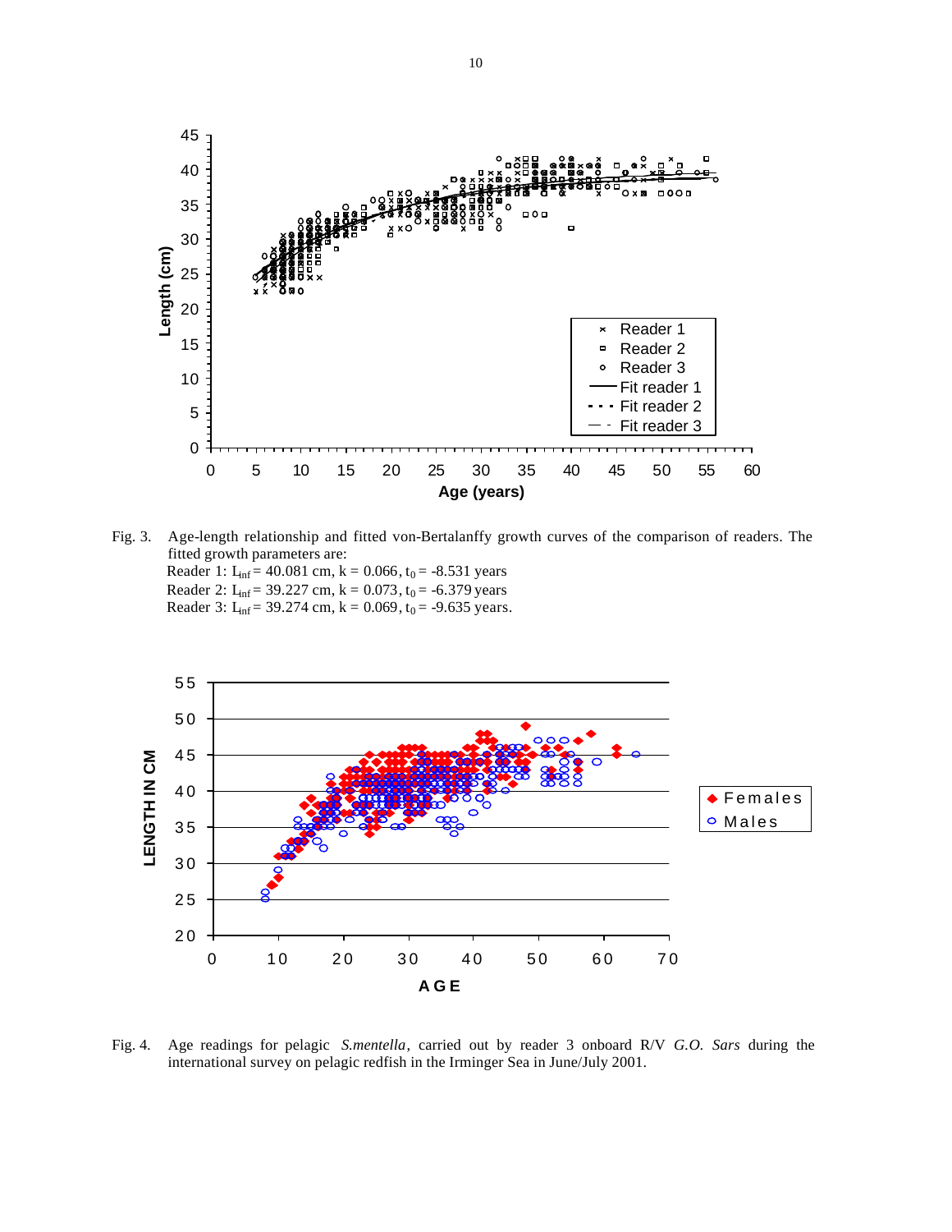Fig. 3. Age-length relationship and fitted von-Bertalanffy growth curves of the comparison of readers. The fitted growth parameters are:

Reader 1: $L_{inf}$ = 40.081 cm, k = 0.066, $t_0$ = -8.531 years

Reader 2: $L_{inf}$ = 39.227 cm, k = 0.073, $t_0$ = -6.379 years

Reader 3: $L_{inf}$ = 39.274 cm, k = 0.069, $t_0$ = -9.635 years.

Fig. 4. Age readings for pelagic *S.mentella*, carried out by reader 3 onboard R/V *G.O. Sars* during the international survey on pelagic redfish in the Irminger Sea in June/July 2001.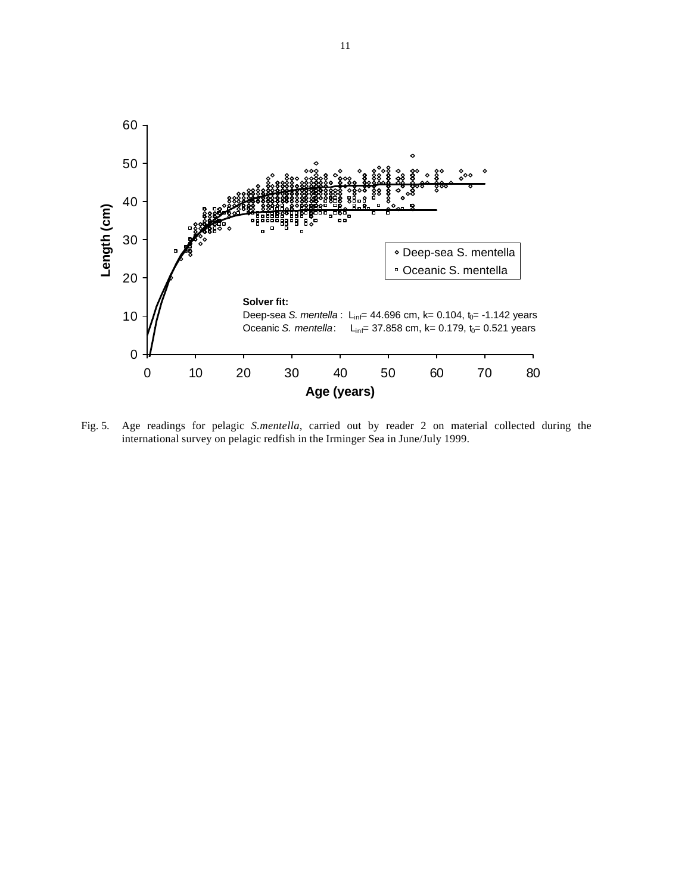60
50
40
30
20
10
0

Length (cm)

0 10 20 30 40 50 60 70 80

Age (years)

Deep-sea S. mentella
Oceanic S. mentella

**Solver fit:**
Deep-sea *S. mentella* : $L_{inf}$= 44.696 cm, k= 0.104, $t_0$= -1.142 years
Oceanic *S. mentella*: $L_{inf}$= 37.858 cm, k= 0.179, $t_0$= 0.521 years

Fig. 5. Age readings for pelagic *S.mentella*, carried out by reader 2 on material collected during the international survey on pelagic redfish in the Irminger Sea in June/July 1999.